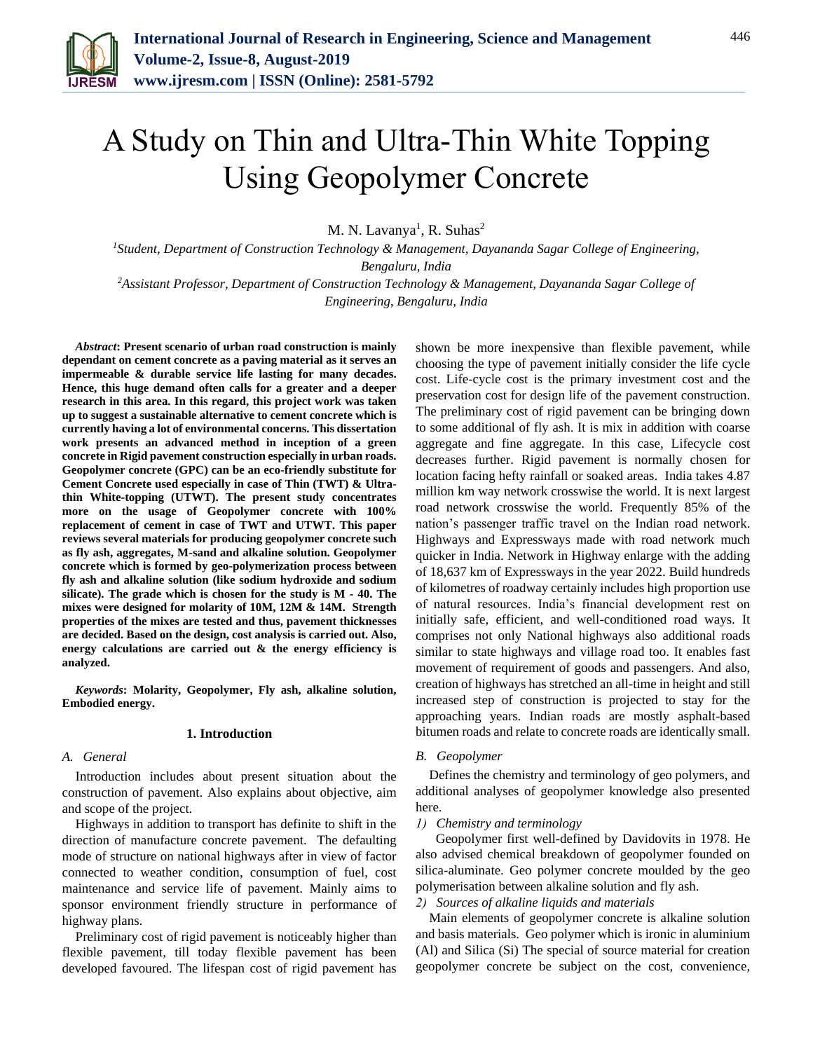# A Study on Thin and Ultra-Thin White Topping Using Geopolymer Concrete

M. N. Lavanya[1], R. Suhas[2]

[1]*Student, Department of Construction Technology & Management, Dayananda Sagar College of Engineering, Bengaluru, India*

[2]*Assistant Professor, Department of Construction Technology & Management, Dayananda Sagar College of Engineering, Bengaluru, India*

***Abstract*: Present scenario of urban road construction is mainly dependant on cement concrete as a paving material as it serves an impermeable & durable service life lasting for many decades. Hence, this huge demand often calls for a greater and a deeper research in this area. In this regard, this project work was taken up to suggest a sustainable alternative to cement concrete which is currently having a lot of environmental concerns. This dissertation work presents an advanced method in inception of a green concrete in Rigid pavement construction especially in urban roads. Geopolymer concrete (GPC) can be an eco-friendly substitute for Cement Concrete used especially in case of Thin (TWT) & Ultra-thin White-topping (UTWT). The present study concentrates more on the usage of Geopolymer concrete with 100% replacement of cement in case of TWT and UTWT. This paper reviews several materials for producing geopolymer concrete such as fly ash, aggregates, M-sand and alkaline solution. Geopolymer concrete which is formed by geo-polymerization process between fly ash and alkaline solution (like sodium hydroxide and sodium silicate). The grade which is chosen for the study is M - 40. The mixes were designed for molarity of 10M, 12M & 14M. Strength properties of the mixes are tested and thus, pavement thicknesses are decided. Based on the design, cost analysis is carried out. Also, energy calculations are carried out & the energy efficiency is analyzed.**

***Keywords*: Molarity, Geopolymer, Fly ash, alkaline solution, Embodied energy.**

## 1. Introduction

### A. General

Introduction includes about present situation about the construction of pavement. Also explains about objective, aim and scope of the project.

Highways in addition to transport has definite to shift in the direction of manufacture concrete pavement. The defaulting mode of structure on national highways after in view of factor connected to weather condition, consumption of fuel, cost maintenance and service life of pavement. Mainly aims to sponsor environment friendly structure in performance of highway plans.

Preliminary cost of rigid pavement is noticeably higher than flexible pavement, till today flexible pavement has been developed favoured. The lifespan cost of rigid pavement has shown be more inexpensive than flexible pavement, while choosing the type of pavement initially consider the life cycle cost. Life-cycle cost is the primary investment cost and the preservation cost for design life of the pavement construction. The preliminary cost of rigid pavement can be bringing down to some additional of fly ash. It is mix in addition with coarse aggregate and fine aggregate. In this case, Lifecycle cost decreases further. Rigid pavement is normally chosen for location facing hefty rainfall or soaked areas. India takes 4.87 million km way network crosswise the world. It is next largest road network crosswise the world. Frequently 85% of the nation's passenger traffic travel on the Indian road network. Highways and Expressways made with road network much quicker in India. Network in Highway enlarge with the adding of 18,637 km of Expressways in the year 2022. Build hundreds of kilometres of roadway certainly includes high proportion use of natural resources. India's financial development rest on initially safe, efficient, and well-conditioned road ways. It comprises not only National highways also additional roads similar to state highways and village road too. It enables fast movement of requirement of goods and passengers. And also, creation of highways has stretched an all-time in height and still increased step of construction is projected to stay for the approaching years. Indian roads are mostly asphalt-based bitumen roads and relate to concrete roads are identically small.

### B. Geopolymer

Defines the chemistry and terminology of geo polymers, and additional analyses of geopolymer knowledge also presented here.

*1) Chemistry and terminology*

Geopolymer first well-defined by Davidovits in 1978. He also advised chemical breakdown of geopolymer founded on silica-aluminate. Geo polymer concrete moulded by the geo polymerisation between alkaline solution and fly ash.

*2) Sources of alkaline liquids and materials*

Main elements of geopolymer concrete is alkaline solution and basis materials. Geo polymer which is ironic in aluminium (Al) and Silica (Si) The special of source material for creation geopolymer concrete be subject on the cost, convenience,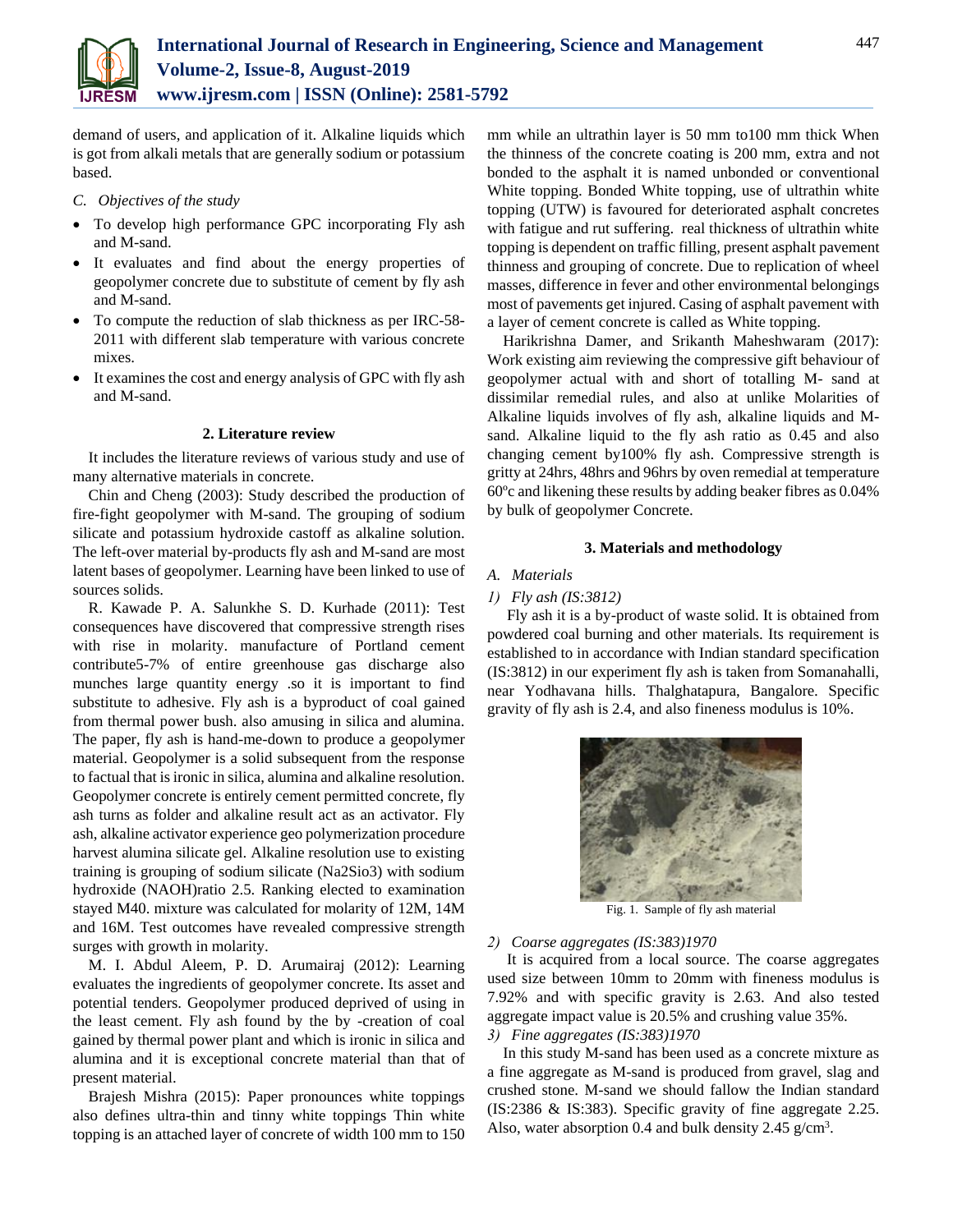demand of users, and application of it. Alkaline liquids which is got from alkali metals that are generally sodium or potassium based.

*C. Objectives of the study*

- To develop high performance GPC incorporating Fly ash and M-sand.
- It evaluates and find about the energy properties of geopolymer concrete due to substitute of cement by fly ash and M-sand.
- To compute the reduction of slab thickness as per IRC-58-2011 with different slab temperature with various concrete mixes.
- It examines the cost and energy analysis of GPC with fly ash and M-sand.

## 2. Literature review

It includes the literature reviews of various study and use of many alternative materials in concrete.

Chin and Cheng (2003): Study described the production of fire-fight geopolymer with M-sand. The grouping of sodium silicate and potassium hydroxide castoff as alkaline solution. The left-over material by-products fly ash and M-sand are most latent bases of geopolymer. Learning have been linked to use of sources solids.

R. Kawade P. A. Salunkhe S. D. Kurhade (2011): Test consequences have discovered that compressive strength rises with rise in molarity. manufacture of Portland cement contribute5-7% of entire greenhouse gas discharge also munches large quantity energy .so it is important to find substitute to adhesive. Fly ash is a byproduct of coal gained from thermal power bush. also amusing in silica and alumina. The paper, fly ash is hand-me-down to produce a geopolymer material. Geopolymer is a solid subsequent from the response to factual that is ironic in silica, alumina and alkaline resolution. Geopolymer concrete is entirely cement permitted concrete, fly ash turns as folder and alkaline result act as an activator. Fly ash, alkaline activator experience geo polymerization procedure harvest alumina silicate gel. Alkaline resolution use to existing training is grouping of sodium silicate ($Na_2Sio_3$) with sodium hydroxide (NAOH)ratio 2.5. Ranking elected to examination stayed M40. mixture was calculated for molarity of 12M, 14M and 16M. Test outcomes have revealed compressive strength surges with growth in molarity.

M. I. Abdul Aleem, P. D. Arumairaj (2012): Learning evaluates the ingredients of geopolymer concrete. Its asset and potential tenders. Geopolymer produced deprived of using in the least cement. Fly ash found by the by -creation of coal gained by thermal power plant and which is ironic in silica and alumina and it is exceptional concrete material than that of present material.

Brajesh Mishra (2015): Paper pronounces white toppings also defines ultra-thin and tinny white toppings Thin white topping is an attached layer of concrete of width 100 mm to 150 mm while an ultrathin layer is 50 mm to100 mm thick When the thinness of the concrete coating is 200 mm, extra and not bonded to the asphalt it is named unbonded or conventional White topping. Bonded White topping, use of ultrathin white topping (UTW) is favoured for deteriorated asphalt concretes with fatigue and rut suffering. real thickness of ultrathin white topping is dependent on traffic filling, present asphalt pavement thinness and grouping of concrete. Due to replication of wheel masses, difference in fever and other environmental belongings most of pavements get injured. Casing of asphalt pavement with a layer of cement concrete is called as White topping.

Harikrishna Damer, and Srikanth Maheshwaram (2017): Work existing aim reviewing the compressive gift behaviour of geopolymer actual with and short of totalling M- sand at dissimilar remedial rules, and also at unlike Molarities of Alkaline liquids involves of fly ash, alkaline liquids and M-sand. Alkaline liquid to the fly ash ratio as 0.45 and also changing cement by100% fly ash. Compressive strength is gritty at 24hrs, 48hrs and 96hrs by oven remedial at temperature 60ºc and likening these results by adding beaker fibres as 0.04% by bulk of geopolymer Concrete.

## 3. Materials and methodology

*A. Materials*

*1) Fly ash (IS:3812)*

Fly ash it is a by-product of waste solid. It is obtained from powdered coal burning and other materials. Its requirement is established to in accordance with Indian standard specification (IS:3812) in our experiment fly ash is taken from Somanahalli, near Yodhavana hills. Thalghatapura, Bangalore. Specific gravity of fly ash is 2.4, and also fineness modulus is 10%.

Fig. 1. Sample of fly ash material

*2) Coarse aggregates (IS:383)1970*

It is acquired from a local source. The coarse aggregates used size between 10mm to 20mm with fineness modulus is 7.92% and with specific gravity is 2.63. And also tested aggregate impact value is 20.5% and crushing value 35%.

*3) Fine aggregates (IS:383)1970*

In this study M-sand has been used as a concrete mixture as a fine aggregate as M-sand is produced from gravel, slag and crushed stone. M-sand we should fallow the Indian standard (IS:2386 & IS:383). Specific gravity of fine aggregate 2.25. Also, water absorption 0.4 and bulk density 2.45 g/cm$^3$.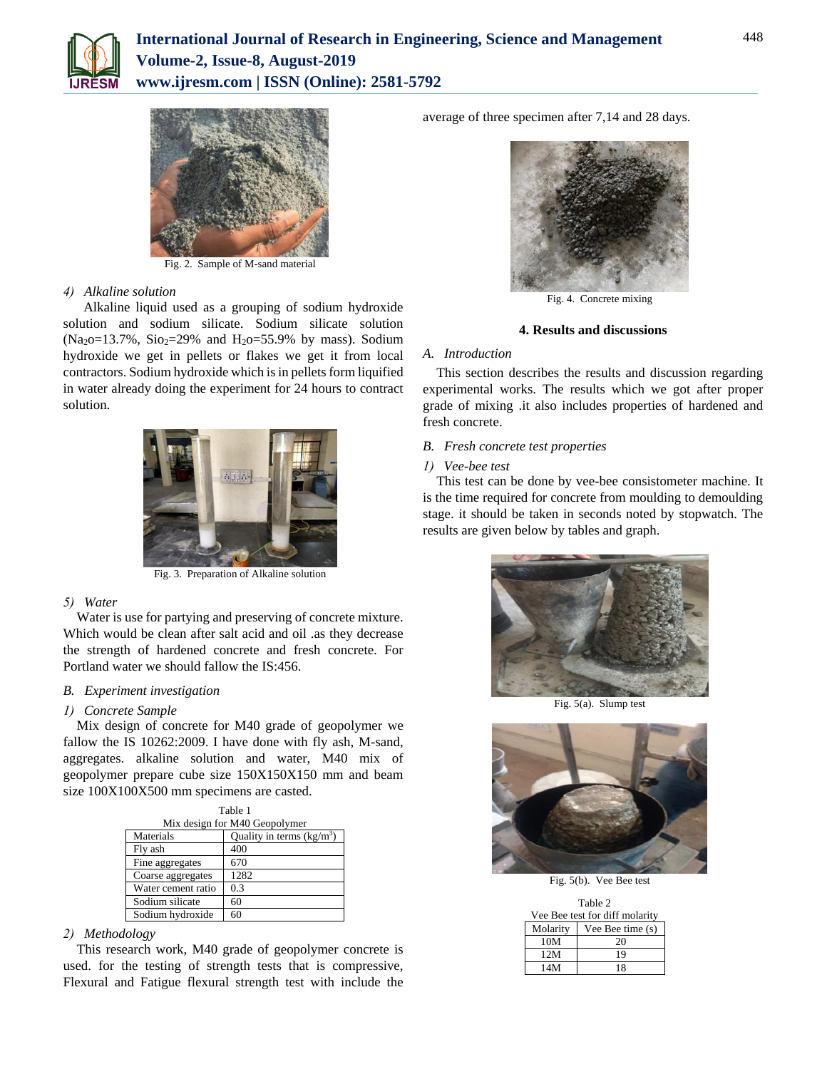Fig. 2. Sample of M-sand material

*4) Alkaline solution*

Alkaline liquid used as a grouping of sodium hydroxide solution and sodium silicate. Sodium silicate solution ($Na_2o$=13.7%, $Sio_2$=29% and $H_2o$=55.9% by mass). Sodium hydroxide we get in pellets or flakes we get it from local contractors. Sodium hydroxide which is in pellets form liquified in water already doing the experiment for 24 hours to contract solution.

Fig. 3. Preparation of Alkaline solution

*5) Water*

Water is use for partying and preserving of concrete mixture. Which would be clean after salt acid and oil .as they decrease the strength of hardened concrete and fresh concrete. For Portland water we should fallow the IS:456.

*B. Experiment investigation*

*1) Concrete Sample*

Mix design of concrete for M40 grade of geopolymer we fallow the IS 10262:2009. I have done with fly ash, M-sand, aggregates. alkaline solution and water, M40 mix of geopolymer prepare cube size 150X150X150 mm and beam size 100X100X500 mm specimens are casted.

Table 1
Mix design for M40 Geopolymer

| Materials | Quality in terms (kg/m$^3$) |
|---|---|
| Fly ash | 400 |
| Fine aggregates | 670 |
| Coarse aggregates | 1282 |
| Water cement ratio | 0.3 |
| Sodium silicate | 60 |
| Sodium hydroxide | 60 |

*2) Methodology*

This research work, M40 grade of geopolymer concrete is used. for the testing of strength tests that is compressive, Flexural and Fatigue flexural strength test with include the average of three specimen after 7,14 and 28 days.

Fig. 4. Concrete mixing

## 4. Results and discussions

*A. Introduction*

This section describes the results and discussion regarding experimental works. The results which we got after proper grade of mixing .it also includes properties of hardened and fresh concrete.

*B. Fresh concrete test properties*

*1) Vee-bee test*

This test can be done by vee-bee consistometer machine. It is the time required for concrete from moulding to demoulding stage. it should be taken in seconds noted by stopwatch. The results are given below by tables and graph.

Fig. 5(a). Slump test

Fig. 5(b). Vee Bee test

Table 2
Vee Bee test for diff molarity

| Molarity | Vee Bee time (s) |
|---|---|
| 10M | 20 |
| 12M | 19 |
| 14M | 18 |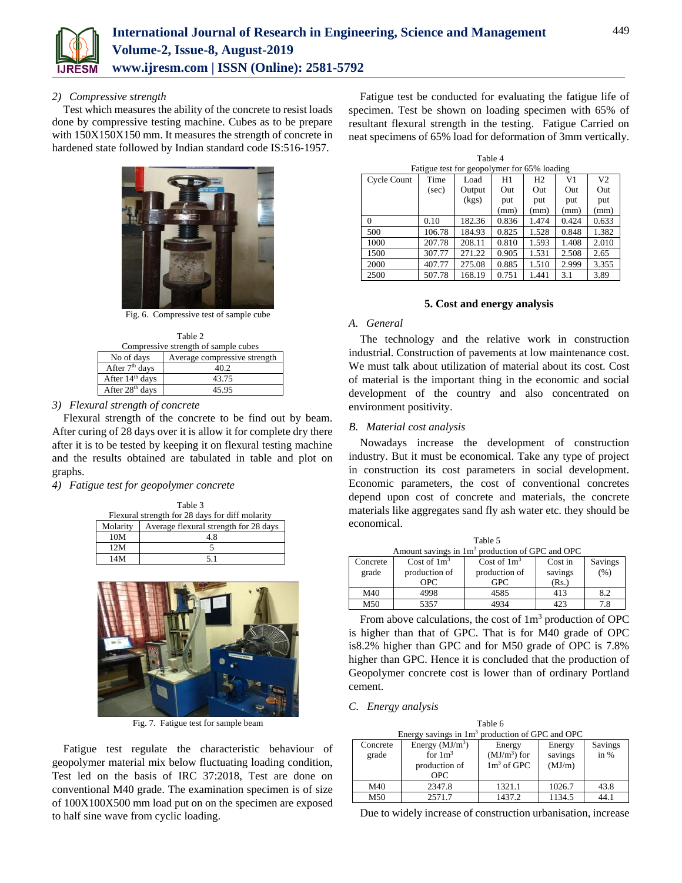*2) Compressive strength*

Test which measures the ability of the concrete to resist loads done by compressive testing machine. Cubes as to be prepare with 150X150X150 mm. It measures the strength of concrete in hardened state followed by Indian standard code IS:516-1957.

Fig. 6. Compressive test of sample cube

Table 2
Compressive strength of sample cubes

| No of days | Average compressive strength |
|---|---|
| After 7th days | 40.2 |
| After 14th days | 43.75 |
| After 28th days | 45.95 |

*3) Flexural strength of concrete*

Flexural strength of the concrete to be find out by beam. After curing of 28 days over it is allow it for complete dry there after it is to be tested by keeping it on flexural testing machine and the results obtained are tabulated in table and plot on graphs.

*4) Fatigue test for geopolymer concrete*

Table 3
Flexural strength for 28 days for diff molarity

| Molarity | Average flexural strength for 28 days |
|---|---|
| 10M | 4.8 |
| 12M | 5 |
| 14M | 5.1 |

Fig. 7. Fatigue test for sample beam

Fatigue test regulate the characteristic behaviour of geopolymer material mix below fluctuating loading condition, Test led on the basis of IRC 37:2018, Test are done on conventional M40 grade. The examination specimen is of size of 100X100X500 mm load put on on the specimen are exposed to half sine wave from cyclic loading.

Fatigue test be conducted for evaluating the fatigue life of specimen. Test be shown on loading specimen with 65% of resultant flexural strength in the testing. Fatigue Carried on neat specimens of 65% load for deformation of 3mm vertically.

Table 4
Fatigue test for geopolymer for 65% loading

| Cycle Count | Time (sec) | Load Output (kgs) | H1 Out put (mm) | H2 Out put (mm) | V1 Out put (mm) | V2 Out put (mm) |
|---|---|---|---|---|---|---|
| 0 | 0.10 | 182.36 | 0.836 | 1.474 | 0.424 | 0.633 |
| 500 | 106.78 | 184.93 | 0.825 | 1.528 | 0.848 | 1.382 |
| 1000 | 207.78 | 208.11 | 0.810 | 1.593 | 1.408 | 2.010 |
| 1500 | 307.77 | 271.22 | 0.905 | 1.531 | 2.508 | 2.65 |
| 2000 | 407.77 | 275.08 | 0.885 | 1.510 | 2.999 | 3.355 |
| 2500 | 507.78 | 168.19 | 0.751 | 1.441 | 3.1 | 3.89 |

## 5. Cost and energy analysis

### *A. General*

The technology and the relative work in construction industrial. Construction of pavements at low maintenance cost. We must talk about utilization of material about its cost. Cost of material is the important thing in the economic and social development of the country and also concentrated on environment positivity.

### *B. Material cost analysis*

Nowadays increase the development of construction industry. But it must be economical. Take any type of project in construction its cost parameters in social development. Economic parameters, the cost of conventional concretes depend upon cost of concrete and materials, the concrete materials like aggregates sand fly ash water etc. they should be economical.

Table 5
Amount savings in 1m$^3$ production of GPC and OPC

| Concrete grade | Cost of 1m$^3$ production of OPC | Cost of 1m$^3$ production of GPC | Cost in savings (Rs.) | Savings (%) |
|---|---|---|---|---|
| M40 | 4998 | 4585 | 413 | 8.2 |
| M50 | 5357 | 4934 | 423 | 7.8 |

From above calculations, the cost of 1m$^3$ production of OPC is higher than that of GPC. That is for M40 grade of OPC is8.2% higher than GPC and for M50 grade of OPC is 7.8% higher than GPC. Hence it is concluded that the production of Geopolymer concrete cost is lower than of ordinary Portland cement.

### *C. Energy analysis*

Table 6
Energy savings in 1m$^3$ production of GPC and OPC

| Concrete grade | Energy (MJ/m$^3$) for 1m$^3$ production of OPC | Energy (MJ/m$^3$) for 1m$^3$ of GPC | Energy savings (MJ/m) | Savings in % |
|---|---|---|---|---|
| M40 | 2347.8 | 1321.1 | 1026.7 | 43.8 |
| M50 | 2571.7 | 1437.2 | 1134.5 | 44.1 |

Due to widely increase of construction urbanisation, increase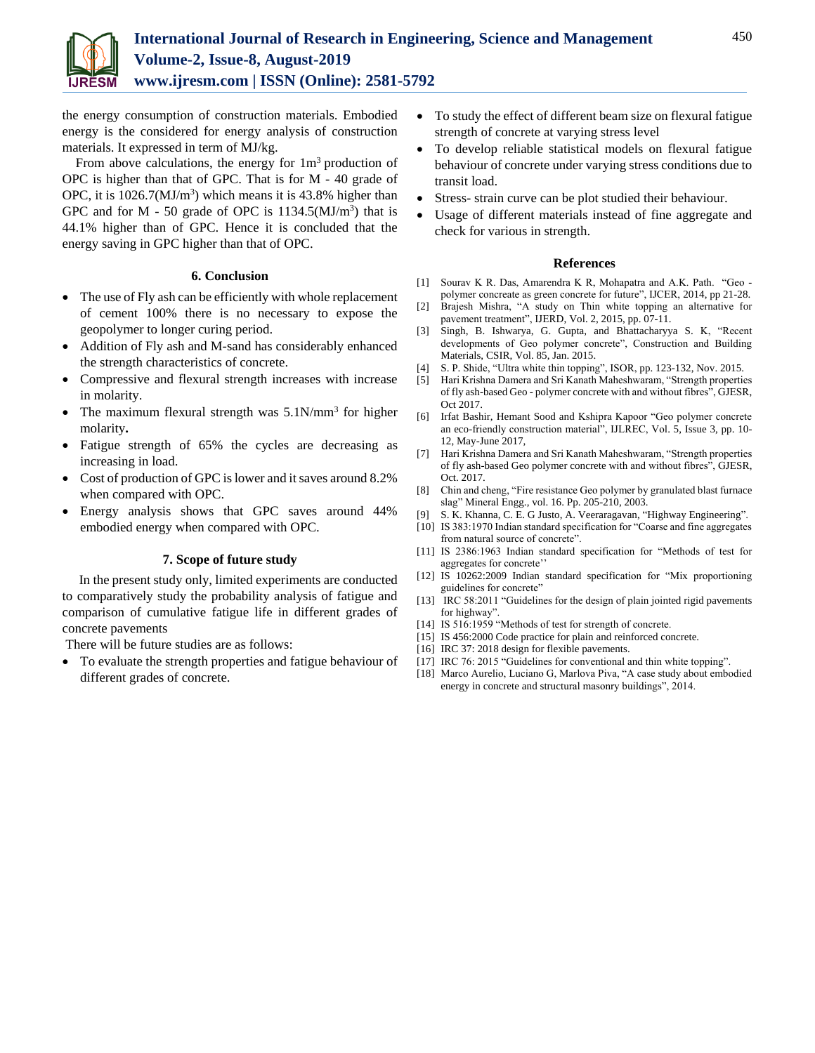the energy consumption of construction materials. Embodied energy is the considered for energy analysis of construction materials. It expressed in term of MJ/kg.

From above calculations, the energy for $1m^3$ production of OPC is higher than that of GPC. That is for M - 40 grade of OPC, it is 1026.7($MJ/m^3$) which means it is 43.8% higher than GPC and for M - 50 grade of OPC is 1134.5($MJ/m^3$) that is 44.1% higher than of GPC. Hence it is concluded that the energy saving in GPC higher than that of OPC.

## 6. Conclusion

- The use of Fly ash can be efficiently with whole replacement of cement 100% there is no necessary to expose the geopolymer to longer curing period.
- Addition of Fly ash and M-sand has considerably enhanced the strength characteristics of concrete.
- Compressive and flexural strength increases with increase in molarity.
- The maximum flexural strength was $5.1N/mm^3$ for higher molarity**.**
- Fatigue strength of 65% the cycles are decreasing as increasing in load.
- Cost of production of GPC is lower and it saves around 8.2% when compared with OPC.
- Energy analysis shows that GPC saves around 44% embodied energy when compared with OPC.

## 7. Scope of future study

In the present study only, limited experiments are conducted to comparatively study the probability analysis of fatigue and comparison of cumulative fatigue life in different grades of concrete pavements

There will be future studies are as follows:

- To evaluate the strength properties and fatigue behaviour of different grades of concrete.
- To study the effect of different beam size on flexural fatigue strength of concrete at varying stress level
- To develop reliable statistical models on flexural fatigue behaviour of concrete under varying stress conditions due to transit load.
- Stress- strain curve can be plot studied their behaviour.
- Usage of different materials instead of fine aggregate and check for various in strength.

## References

[1] Sourav K R. Das, Amarendra K R, Mohapatra and A.K. Path. "Geo - polymer conceate as green concrete for future", IJCER, 2014, pp 21-28.

[2] Brajesh Mishra, "A study on Thin white topping an alternative for pavement treatment", IJERD, Vol. 2, 2015, pp. 07-11.

[3] Singh, B. Ishwarya, G. Gupta, and Bhattacharyya S. K, "Recent developments of Geo polymer concrete", Construction and Building Materials, CSIR, Vol. 85, Jan. 2015.

[4] S. P. Shide, "Ultra white thin topping", ISOR, pp. 123-132, Nov. 2015.

[5] Hari Krishna Damera and Sri Kanath Maheshwaram, "Strength properties of fly ash-based Geo - polymer concrete with and without fibres", GJESR, Oct 2017.

[6] Irfat Bashir, Hemant Sood and Kshipra Kapoor "Geo polymer concrete an eco-friendly construction material", IJLREC, Vol. 5, Issue 3, pp. 10-12, May-June 2017,

[7] Hari Krishna Damera and Sri Kanath Maheshwaram, "Strength properties of fly ash-based Geo polymer concrete with and without fibres", GJESR, Oct. 2017.

[8] Chin and cheng, "Fire resistance Geo polymer by granulated blast furnace slag" Mineral Engg., vol. 16. Pp. 205-210, 2003.

[9] S. K. Khanna, C. E. G Justo, A. Veeraragavan, "Highway Engineering".

[10] IS 383:1970 Indian standard specification for "Coarse and fine aggregates from natural source of concrete".

[11] IS 2386:1963 Indian standard specification for "Methods of test for aggregates for concrete''

[12] IS 10262:2009 Indian standard specification for "Mix proportioning guidelines for concrete"

[13] IRC 58:2011 "Guidelines for the design of plain jointed rigid pavements for highway".

[14] IS 516:1959 "Methods of test for strength of concrete.

[15] IS 456:2000 Code practice for plain and reinforced concrete.

[16] IRC 37: 2018 design for flexible pavements.

[17] IRC 76: 2015 "Guidelines for conventional and thin white topping".

[18] Marco Aurelio, Luciano G, Marlova Piva, "A case study about embodied energy in concrete and structural masonry buildings", 2014.